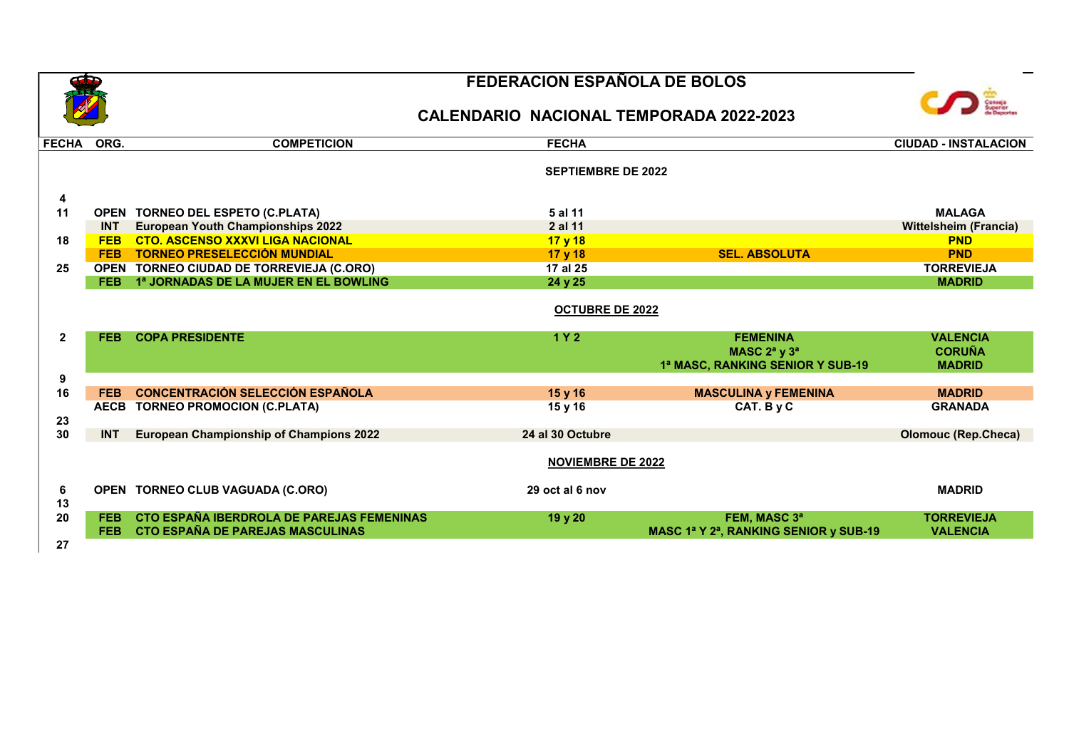# FEDERACION ESPAÑOLA DE BOLOS

## CALENDARIO NACIONAL TEMPORADA 2022-2023

| FECHA | ORG. | COMPETICION | FECHA | | CIUDAD - INSTALACION |
|---|---|---|---|---|---|
| | | | **SEPTIEMBRE DE 2022** | | |
| 4 | | | | | |
| 11 | OPEN | TORNEO DEL ESPETO (C.PLATA) | 5 al 11 | | MALAGA |
| | INT | European Youth Championships 2022 | 2 al 11 | | Wittelsheim (Francia) |
| 18 | FEB | CTO. ASCENSO XXXVI LIGA NACIONAL | 17 y 18 | | PND |
| | FEB | TORNEO PRESELECCIÓN MUNDIAL | 17 y 18 | SEL. ABSOLUTA | PND |
| 25 | OPEN | TORNEO CIUDAD DE TORREVIEJA (C.ORO) | 17 al 25 | | TORREVIEJA |
| | FEB | 1ª JORNADAS DE LA MUJER EN EL BOWLING | 24 y 25 | | MADRID |
| | | | **OCTUBRE DE 2022** | | |
| 2 | FEB | COPA PRESIDENTE | 1 Y 2 | FEMENINA | VALENCIA |
| | | | | MASC 2ª y 3ª | CORUÑA |
| | | | | 1ª MASC, RANKING SENIOR Y SUB-19 | MADRID |
| 9 | | | | | |
| 16 | FEB | CONCENTRACIÓN SELECCIÓN ESPAÑOLA | 15 y 16 | MASCULINA y FEMENINA | MADRID |
| | AECB | TORNEO PROMOCION (C.PLATA) | 15 y 16 | CAT. B y C | GRANADA |
| 23 | | | | | |
| 30 | INT | European Championship of Champions 2022 | 24 al 30 Octubre | | Olomouc (Rep.Checa) |
| | | | **NOVIEMBRE DE 2022** | | |
| 6 | OPEN | TORNEO CLUB VAGUADA (C.ORO) | 29 oct al 6 nov | | MADRID |
| 13 | | | | | |
| 20 | FEB | CTO ESPAÑA IBERDROLA DE PAREJAS FEMENINAS | 19 y 20 | FEM, MASC 3ª | TORREVIEJA |
| | FEB | CTO ESPAÑA DE PAREJAS MASCULINAS | | MASC 1ª Y 2ª, RANKING SENIOR y SUB-19 | VALENCIA |
| 27 | | | | | |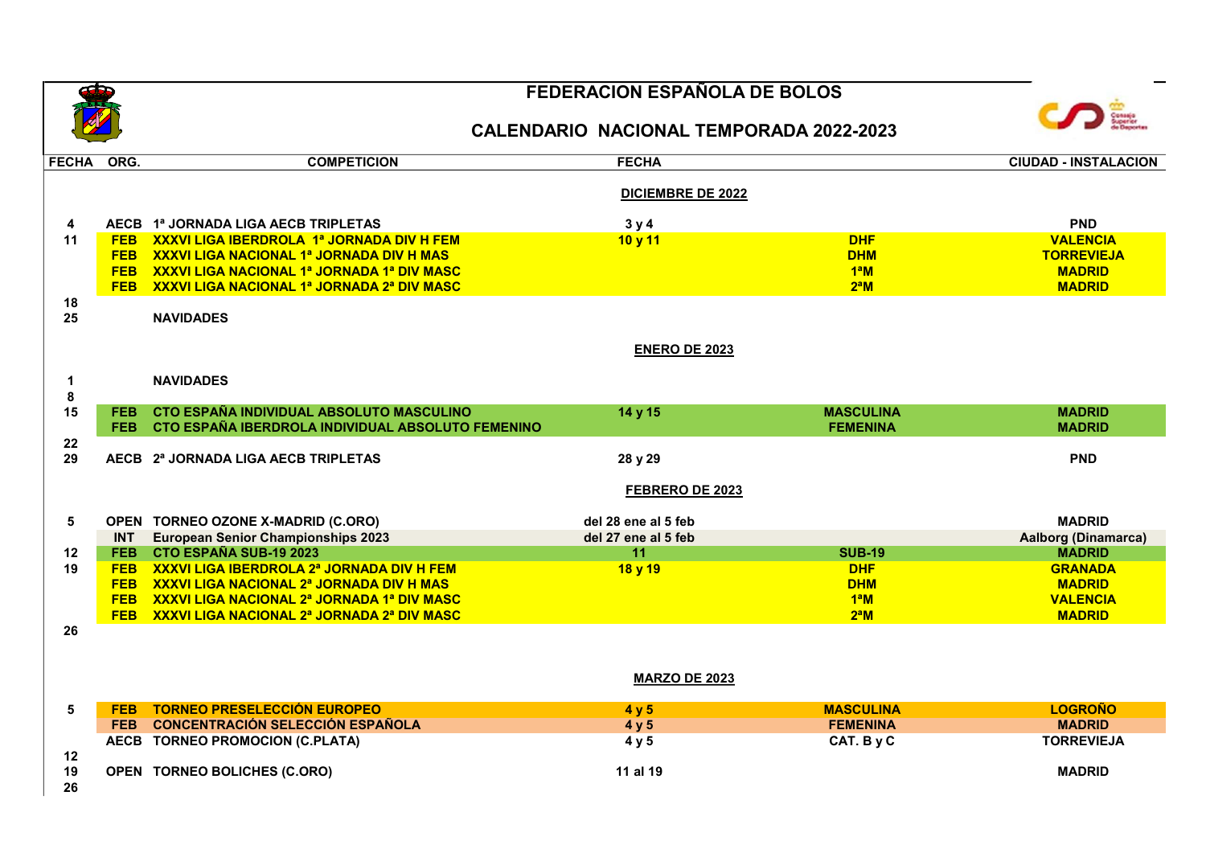# FEDERACION ESPAÑOLA DE BOLOS

## CALENDARIO NACIONAL TEMPORADA 2022-2023

| FECHA | ORG. | COMPETICION | FECHA | | CIUDAD - INSTALACION |
|---|---|---|---|---|---|
| | | | **DICIEMBRE DE 2022** | | |
| 4 | AECB | 1ª JORNADA LIGA AECB TRIPLETAS | 3 y 4 | | PND |
| 11 | FEB | XXXVI LIGA IBERDROLA 1ª JORNADA DIV H FEM | 10 y 11 | DHF | VALENCIA |
| | FEB | XXXVI LIGA NACIONAL 1ª JORNADA DIV H MAS | | DHM | TORREVIEJA |
| | FEB | XXXVI LIGA NACIONAL 1ª JORNADA 1ª DIV MASC | | 1ªM | MADRID |
| | FEB | XXXVI LIGA NACIONAL 1ª JORNADA 2ª DIV MASC | | 2ªM | MADRID |
| 18 | | | | | |
| 25 | | NAVIDADES | | | |
| | | | **ENERO DE 2023** | | |
| 1 | | NAVIDADES | | | |
| 8 | | | | | |
| 15 | FEB | CTO ESPAÑA INDIVIDUAL ABSOLUTO MASCULINO | 14 y 15 | MASCULINA | MADRID |
| | FEB | CTO ESPAÑA IBERDROLA INDIVIDUAL ABSOLUTO FEMENINO | | FEMENINA | MADRID |
| 22 | | | | | |
| 29 | AECB | 2ª JORNADA LIGA AECB TRIPLETAS | 28 y 29 | | PND |
| | | | **FEBRERO DE 2023** | | |
| 5 | OPEN | TORNEO OZONE X-MADRID (C.ORO) | del 28 ene al 5 feb | | MADRID |
| | INT | European Senior Championships 2023 | del 27 ene al 5 feb | | Aalborg (Dinamarca) |
| 12 | FEB | CTO ESPAÑA SUB-19 2023 | 11 | SUB-19 | MADRID |
| 19 | FEB | XXXVI LIGA IBERDROLA 2ª JORNADA DIV H FEM | 18 y 19 | DHF | GRANADA |
| | FEB | XXXVI LIGA NACIONAL 2ª JORNADA DIV H MAS | | DHM | MADRID |
| | FEB | XXXVI LIGA NACIONAL 2ª JORNADA 1ª DIV MASC | | 1ªM | VALENCIA |
| | FEB | XXXVI LIGA NACIONAL 2ª JORNADA 2ª DIV MASC | | 2ªM | MADRID |
| 26 | | | | | |
| | | | **MARZO DE 2023** | | |
| 5 | FEB | TORNEO PRESELECCIÓN EUROPEO | 4 y 5 | MASCULINA | LOGROÑO |
| | FEB | CONCENTRACIÓN SELECCIÓN ESPAÑOLA | 4 y 5 | FEMENINA | MADRID |
| | AECB | TORNEO PROMOCION (C.PLATA) | 4 y 5 | CAT. B y C | TORREVIEJA |
| 12 | | | | | |
| 19 | OPEN | TORNEO BOLICHES (C.ORO) | 11 al 19 | | MADRID |
| 26 | | | | | |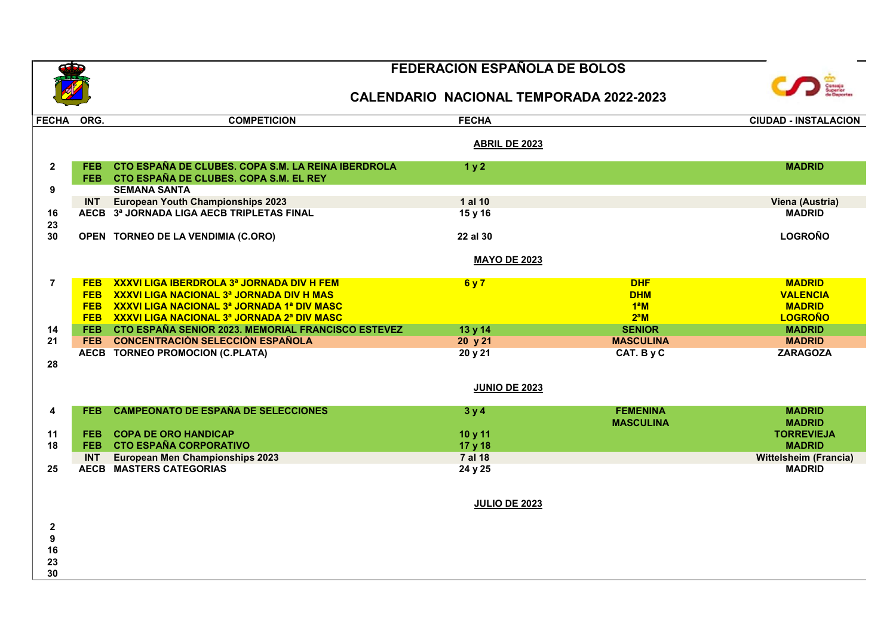# FEDERACION ESPAÑOLA DE BOLOS

## CALENDARIO NACIONAL TEMPORADA 2022-2023

| FECHA | ORG. | COMPETICION | FECHA | | CIUDAD - INSTALACION |
|---|---|---|---|---|---|
| | | | **ABRIL DE 2023** | | |
| 2 | FEB | CTO ESPAÑA DE CLUBES. COPA S.M. LA REINA IBERDROLA | 1 y 2 | | MADRID |
| | FEB | CTO ESPAÑA DE CLUBES. COPA S.M. EL REY | | | |
| 9 | | SEMANA SANTA | | | |
| | INT | European Youth Championships 2023 | 1 al 10 | | Viena (Austria) |
| 16 | AECB | 3ª JORNADA LIGA AECB TRIPLETAS FINAL | 15 y 16 | | MADRID |
| 23 | | | | | |
| 30 | OPEN | TORNEO DE LA VENDIMIA (C.ORO) | 22 al 30 | | LOGROÑO |
| | | | **MAYO DE 2023** | | |
| 7 | FEB | XXXVI LIGA IBERDROLA 3ª JORNADA DIV H FEM | 6 y 7 | DHF | MADRID |
| | FEB | XXXVI LIGA NACIONAL 3ª JORNADA DIV H MAS | | DHM | VALENCIA |
| | FEB | XXXVI LIGA NACIONAL 3ª JORNADA 1ª DIV MASC | | 1ªM | MADRID |
| | FEB | XXXVI LIGA NACIONAL 3ª JORNADA 2ª DIV MASC | | 2ªM | LOGROÑO |
| 14 | FEB | CTO ESPAÑA SENIOR 2023. MEMORIAL FRANCISCO ESTEVEZ | 13 y 14 | SENIOR | MADRID |
| 21 | FEB | CONCENTRACIÓN SELECCIÓN ESPAÑOLA | 20 y 21 | MASCULINA | MADRID |
| | AECB | TORNEO PROMOCION (C.PLATA) | 20 y 21 | CAT. B y C | ZARAGOZA |
| 28 | | | | | |
| | | | **JUNIO DE 2023** | | |
| 4 | FEB | CAMPEONATO DE ESPAÑA DE SELECCIONES | 3 y 4 | FEMENINA | MADRID |
| | | | | MASCULINA | MADRID |
| 11 | FEB | COPA DE ORO HANDICAP | 10 y 11 | | TORREVIEJA |
| 18 | FEB | CTO ESPAÑA CORPORATIVO | 17 y 18 | | MADRID |
| | INT | European Men Championships 2023 | 7 al 18 | | Wittelsheim (Francia) |
| 25 | AECB | MASTERS CATEGORIAS | 24 y 25 | | MADRID |
| | | | **JULIO DE 2023** | | |
| 2 | | | | | |
| 9 | | | | | |
| 16 | | | | | |
| 23 | | | | | |
| 30 | | | | | |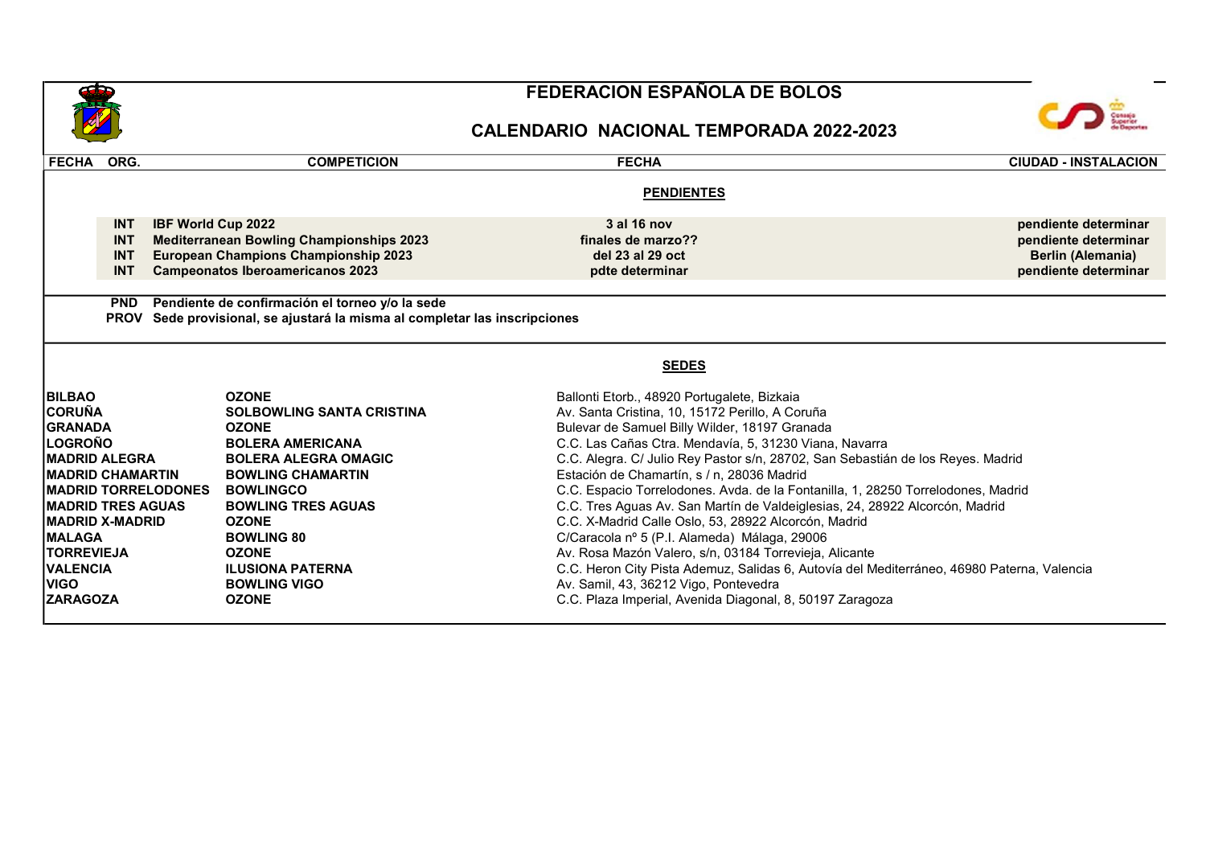# FEDERACION ESPAÑOLA DE BOLOS

## CALENDARIO NACIONAL TEMPORADA 2022-2023

| FECHA | ORG. | COMPETICION | FECHA | CIUDAD - INSTALACION |
|---|---|---|---|---|
| | | **PENDIENTES** | | |
| | INT | IBF World Cup 2022 | 3 al 16 nov | pendiente determinar |
| | INT | Mediterranean Bowling Championships 2023 | finales de marzo?? | pendiente determinar |
| | INT | European Champions Championship 2023 | del 23 al 29 oct | Berlin (Alemania) |
| | INT | Campeonatos Iberoamericanos 2023 | pdte determinar | pendiente determinar |

**PND** Pendiente de confirmación el torneo y/o la sede

**PROV** Sede provisional, se ajustará la misma al completar las inscripciones

### SEDES

| | | |
|---|---|---|
| **BILBAO** | **OZONE** | Ballonti Etorb., 48920 Portugalete, Bizkaia |
| **CORUÑA** | **SOLBOWLING SANTA CRISTINA** | Av. Santa Cristina, 10, 15172 Perillo, A Coruña |
| **GRANADA** | **OZONE** | Bulevar de Samuel Billy Wilder, 18197 Granada |
| **LOGROÑO** | **BOLERA AMERICANA** | C.C. Las Cañas Ctra. Mendavía, 5, 31230 Viana, Navarra |
| **MADRID ALEGRA** | **BOLERA ALEGRA OMAGIC** | C.C. Alegra. C/ Julio Rey Pastor s/n, 28702, San Sebastián de los Reyes. Madrid |
| **MADRID CHAMARTIN** | **BOWLING CHAMARTIN** | Estación de Chamartín, s / n, 28036 Madrid |
| **MADRID TORRELODONES** | **BOWLINGCO** | C.C. Espacio Torrelodones. Avda. de la Fontanilla, 1, 28250 Torrelodones, Madrid |
| **MADRID TRES AGUAS** | **BOWLING TRES AGUAS** | C.C. Tres Aguas Av. San Martín de Valdeiglesias, 24, 28922 Alcorcón, Madrid |
| **MADRID X-MADRID** | **OZONE** | C.C. X-Madrid Calle Oslo, 53, 28922 Alcorcón, Madrid |
| **MALAGA** | **BOWLING 80** | C/Caracola nº 5 (P.I. Alameda) Málaga, 29006 |
| **TORREVIEJA** | **OZONE** | Av. Rosa Mazón Valero, s/n, 03184 Torrevieja, Alicante |
| **VALENCIA** | **ILUSIONA PATERNA** | C.C. Heron City Pista Ademuz, Salidas 6, Autovía del Mediterráneo, 46980 Paterna, Valencia |
| **VIGO** | **BOWLING VIGO** | Av. Samil, 43, 36212 Vigo, Pontevedra |
| **ZARAGOZA** | **OZONE** | C.C. Plaza Imperial, Avenida Diagonal, 8, 50197 Zaragoza |